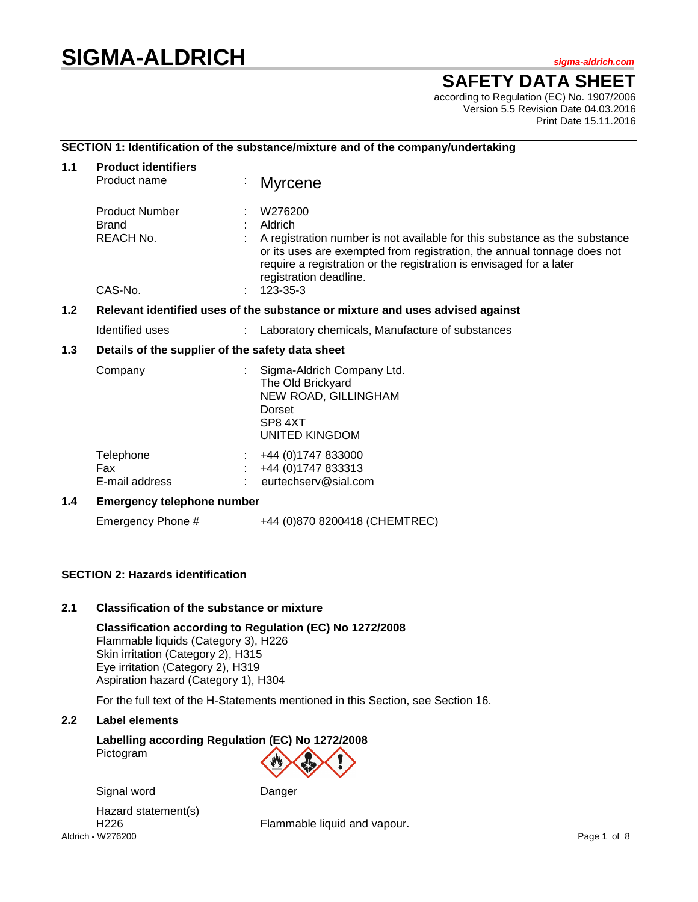# SIGMA-ALDRICH

sigma-aldrich.com

## SAFETY DATA SHEET

according to Regulation (EC) No. 1907/2006
Version 5.5 Revision Date 04.03.2016
Print Date 15.11.2016

### SECTION 1: Identification of the substance/mixture and of the company/undertaking

**1.1 Product identifiers**

| | | |
|---|---|---|
| Product name | : | Myrcene |
| Product Number | : | W276200 |
| Brand | : | Aldrich |
| REACH No. | : | A registration number is not available for this substance as the substance or its uses are exempted from registration, the annual tonnage does not require a registration or the registration is envisaged for a later registration deadline. |
| CAS-No. | : | 123-35-3 |

**1.2 Relevant identified uses of the substance or mixture and uses advised against**

| | | |
|---|---|---|
| Identified uses | : | Laboratory chemicals, Manufacture of substances |

**1.3 Details of the supplier of the safety data sheet**

| | | |
|---|---|---|
| Company | : | Sigma-Aldrich Company Ltd.<br>The Old Brickyard<br>NEW ROAD, GILLINGHAM<br>Dorset<br>SP8 4XT<br>UNITED KINGDOM |
| Telephone | : | +44 (0)1747 833000 |
| Fax | : | +44 (0)1747 833313 |
| E-mail address | : | eurtechserv@sial.com |

**1.4 Emergency telephone number**

Emergency Phone # +44 (0)870 8200418 (CHEMTREC)

### SECTION 2: Hazards identification

**2.1 Classification of the substance or mixture**

**Classification according to Regulation (EC) No 1272/2008**
Flammable liquids (Category 3), H226
Skin irritation (Category 2), H315
Eye irritation (Category 2), H319
Aspiration hazard (Category 1), H304

For the full text of the H-Statements mentioned in this Section, see Section 16.

**2.2 Label elements**

**Labelling according Regulation (EC) No 1272/2008**

Pictogram

Signal word: Danger

Hazard statement(s)
H226 Flammable liquid and vapour.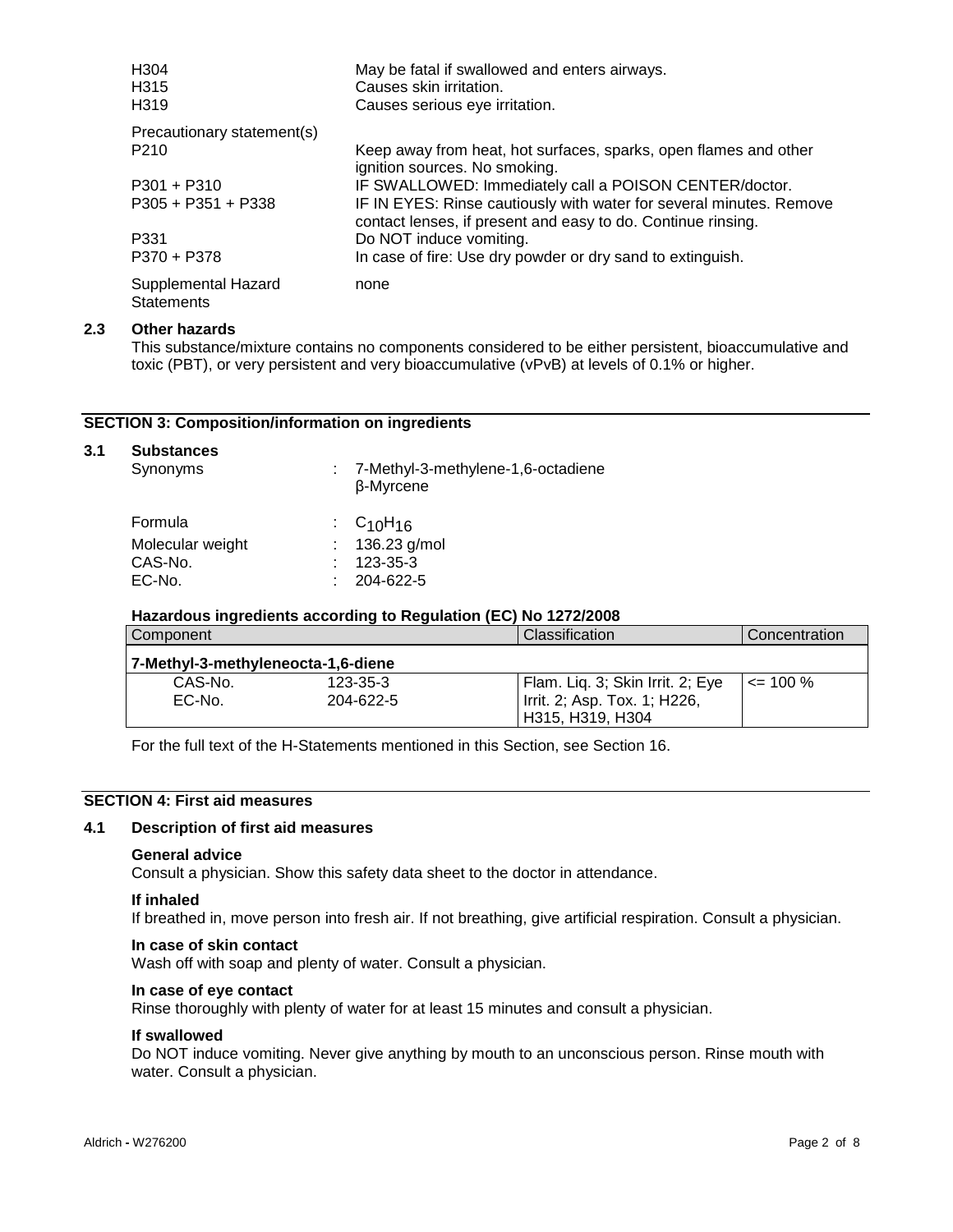| | |
|---|---|
| H304 | May be fatal if swallowed and enters airways. |
| H315 | Causes skin irritation. |
| H319 | Causes serious eye irritation. |

Precautionary statement(s)

| | |
|---|---|
| P210 | Keep away from heat, hot surfaces, sparks, open flames and other ignition sources. No smoking. |
| P301 + P310 | IF SWALLOWED: Immediately call a POISON CENTER/doctor. |
| P305 + P351 + P338 | IF IN EYES: Rinse cautiously with water for several minutes. Remove contact lenses, if present and easy to do. Continue rinsing. |
| P331 | Do NOT induce vomiting. |
| P370 + P378 | In case of fire: Use dry powder or dry sand to extinguish. |

Supplemental Hazard Statements: none

### 2.3 Other hazards

This substance/mixture contains no components considered to be either persistent, bioaccumulative and toxic (PBT), or very persistent and very bioaccumulative (vPvB) at levels of 0.1% or higher.

## SECTION 3: Composition/information on ingredients

### 3.1 Substances

| | |
|---|---|
| Synonyms | : 7-Methyl-3-methylene-1,6-octadiene<br>β-Myrcene |
| Formula | : $C_{10}H_{16}$ |
| Molecular weight | : 136.23 g/mol |
| CAS-No. | : 123-35-3 |
| EC-No. | : 204-622-5 |

**Hazardous ingredients according to Regulation (EC) No 1272/2008**

| Component | | Classification | Concentration |
|---|---|---|---|
| **7-Methyl-3-methyleneocta-1,6-diene** | | | |
| CAS-No.<br>EC-No. | 123-35-3<br>204-622-5 | Flam. Liq. 3; Skin Irrit. 2; Eye Irrit. 2; Asp. Tox. 1; H226, H315, H319, H304 | <= 100 % |

For the full text of the H-Statements mentioned in this Section, see Section 16.

## SECTION 4: First aid measures

### 4.1 Description of first aid measures

**General advice**

Consult a physician. Show this safety data sheet to the doctor in attendance.

**If inhaled**

If breathed in, move person into fresh air. If not breathing, give artificial respiration. Consult a physician.

**In case of skin contact**

Wash off with soap and plenty of water. Consult a physician.

**In case of eye contact**

Rinse thoroughly with plenty of water for at least 15 minutes and consult a physician.

**If swallowed**

Do NOT induce vomiting. Never give anything by mouth to an unconscious person. Rinse mouth with water. Consult a physician.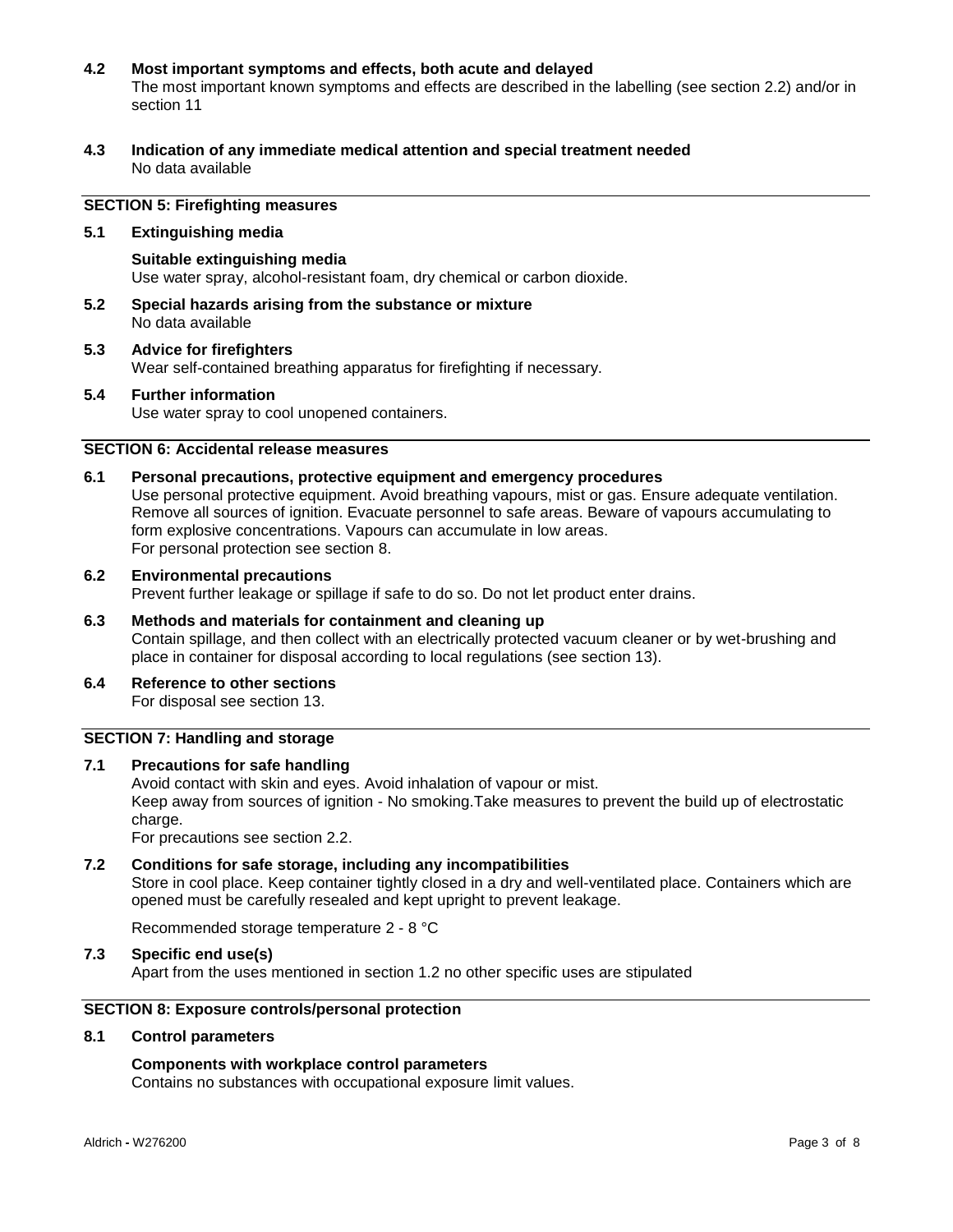**4.2 Most important symptoms and effects, both acute and delayed**

The most important known symptoms and effects are described in the labelling (see section 2.2) and/or in section 11

**4.3 Indication of any immediate medical attention and special treatment needed**

No data available

## SECTION 5: Firefighting measures

**5.1 Extinguishing media**

**Suitable extinguishing media**

Use water spray, alcohol-resistant foam, dry chemical or carbon dioxide.

**5.2 Special hazards arising from the substance or mixture**

No data available

**5.3 Advice for firefighters**

Wear self-contained breathing apparatus for firefighting if necessary.

**5.4 Further information**

Use water spray to cool unopened containers.

## SECTION 6: Accidental release measures

**6.1 Personal precautions, protective equipment and emergency procedures**

Use personal protective equipment. Avoid breathing vapours, mist or gas. Ensure adequate ventilation. Remove all sources of ignition. Evacuate personnel to safe areas. Beware of vapours accumulating to form explosive concentrations. Vapours can accumulate in low areas.
For personal protection see section 8.

**6.2 Environmental precautions**

Prevent further leakage or spillage if safe to do so. Do not let product enter drains.

**6.3 Methods and materials for containment and cleaning up**

Contain spillage, and then collect with an electrically protected vacuum cleaner or by wet-brushing and place in container for disposal according to local regulations (see section 13).

**6.4 Reference to other sections**

For disposal see section 13.

## SECTION 7: Handling and storage

**7.1 Precautions for safe handling**

Avoid contact with skin and eyes. Avoid inhalation of vapour or mist.
Keep away from sources of ignition - No smoking.Take measures to prevent the build up of electrostatic charge.
For precautions see section 2.2.

**7.2 Conditions for safe storage, including any incompatibilities**

Store in cool place. Keep container tightly closed in a dry and well-ventilated place. Containers which are opened must be carefully resealed and kept upright to prevent leakage.

Recommended storage temperature 2 - 8 °C

**7.3 Specific end use(s)**

Apart from the uses mentioned in section 1.2 no other specific uses are stipulated

## SECTION 8: Exposure controls/personal protection

**8.1 Control parameters**

**Components with workplace control parameters**

Contains no substances with occupational exposure limit values.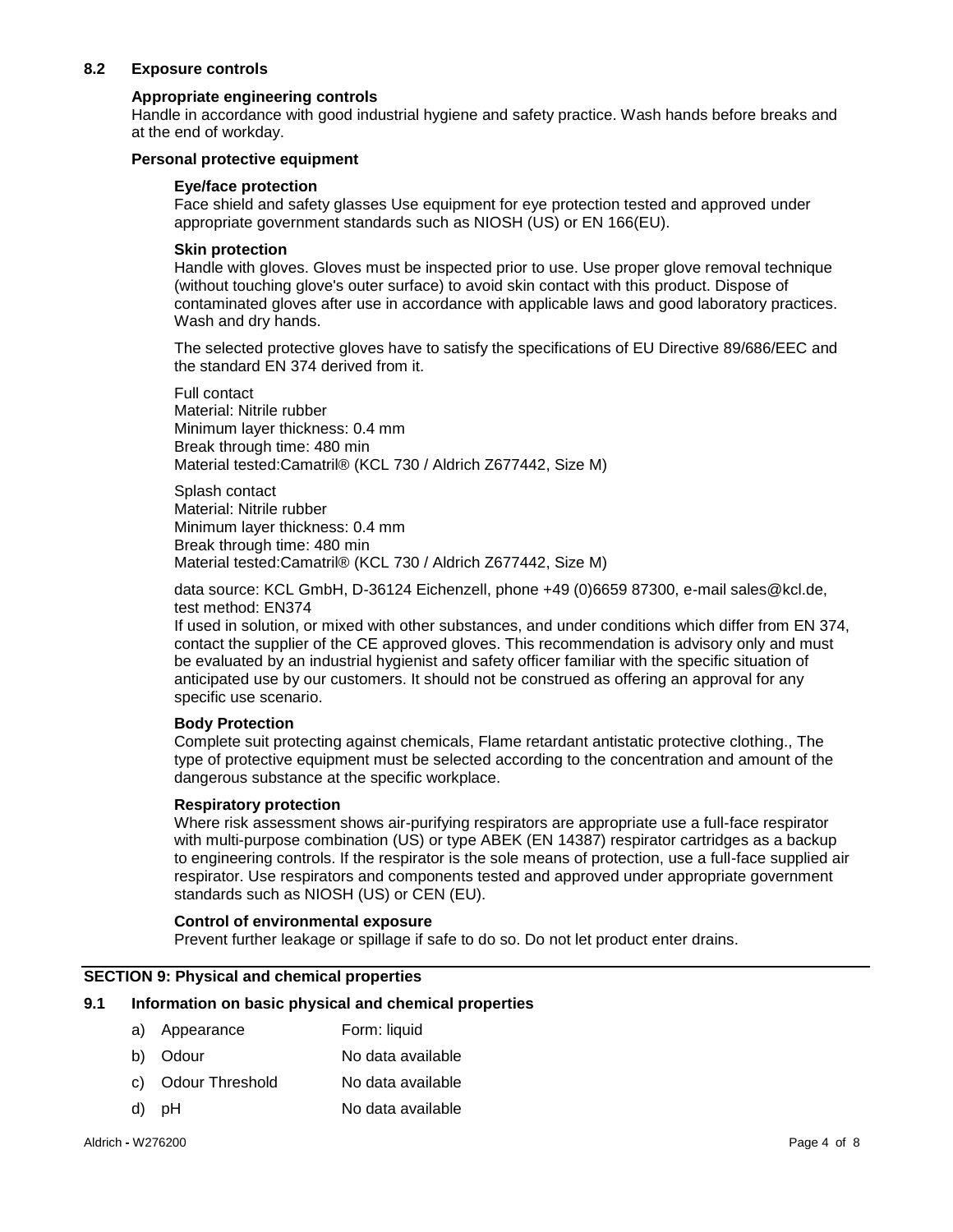### 8.2 Exposure controls

**Appropriate engineering controls**

Handle in accordance with good industrial hygiene and safety practice. Wash hands before breaks and at the end of workday.

**Personal protective equipment**

**Eye/face protection**

Face shield and safety glasses Use equipment for eye protection tested and approved under appropriate government standards such as NIOSH (US) or EN 166(EU).

**Skin protection**

Handle with gloves. Gloves must be inspected prior to use. Use proper glove removal technique (without touching glove's outer surface) to avoid skin contact with this product. Dispose of contaminated gloves after use in accordance with applicable laws and good laboratory practices. Wash and dry hands.

The selected protective gloves have to satisfy the specifications of EU Directive 89/686/EEC and the standard EN 374 derived from it.

Full contact
Material: Nitrile rubber
Minimum layer thickness: 0.4 mm
Break through time: 480 min
Material tested:Camatril® (KCL 730 / Aldrich Z677442, Size M)

Splash contact
Material: Nitrile rubber
Minimum layer thickness: 0.4 mm
Break through time: 480 min
Material tested:Camatril® (KCL 730 / Aldrich Z677442, Size M)

data source: KCL GmbH, D-36124 Eichenzell, phone +49 (0)6659 87300, e-mail sales@kcl.de, test method: EN374

If used in solution, or mixed with other substances, and under conditions which differ from EN 374, contact the supplier of the CE approved gloves. This recommendation is advisory only and must be evaluated by an industrial hygienist and safety officer familiar with the specific situation of anticipated use by our customers. It should not be construed as offering an approval for any specific use scenario.

**Body Protection**

Complete suit protecting against chemicals, Flame retardant antistatic protective clothing., The type of protective equipment must be selected according to the concentration and amount of the dangerous substance at the specific workplace.

**Respiratory protection**

Where risk assessment shows air-purifying respirators are appropriate use a full-face respirator with multi-purpose combination (US) or type ABEK (EN 14387) respirator cartridges as a backup to engineering controls. If the respirator is the sole means of protection, use a full-face supplied air respirator. Use respirators and components tested and approved under appropriate government standards such as NIOSH (US) or CEN (EU).

**Control of environmental exposure**

Prevent further leakage or spillage if safe to do so. Do not let product enter drains.

## SECTION 9: Physical and chemical properties

### 9.1 Information on basic physical and chemical properties

a) Appearance — Form: liquid

b) Odour — No data available

c) Odour Threshold — No data available

d) pH — No data available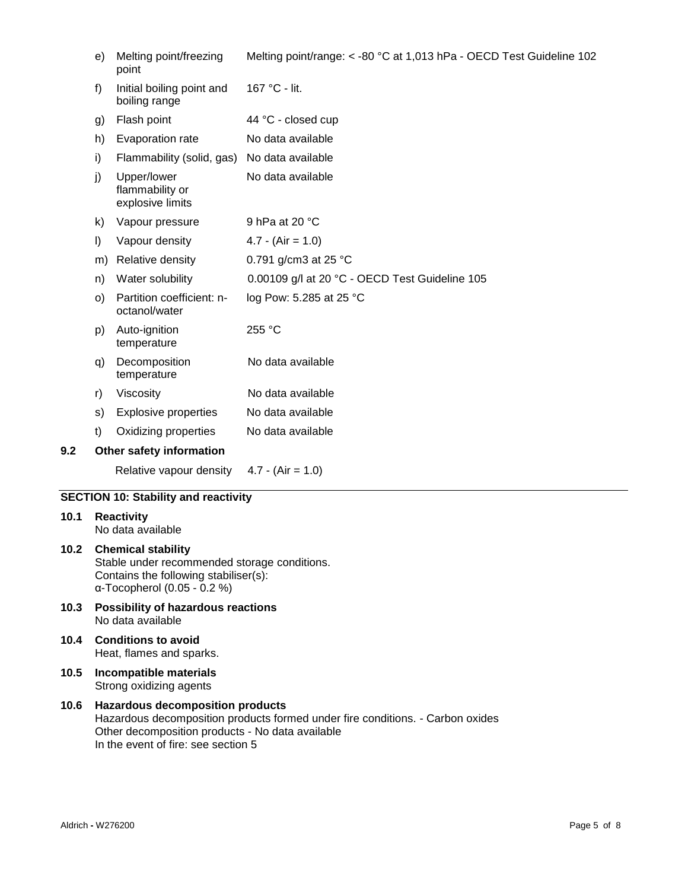| | | |
|---|---|---|
| e) | Melting point/freezing point | Melting point/range: < -80 °C at 1,013 hPa - OECD Test Guideline 102 |
| f) | Initial boiling point and boiling range | 167 °C - lit. |
| g) | Flash point | 44 °C - closed cup |
| h) | Evaporation rate | No data available |
| i) | Flammability (solid, gas) | No data available |
| j) | Upper/lower flammability or explosive limits | No data available |
| k) | Vapour pressure | 9 hPa at 20 °C |
| l) | Vapour density | 4.7 - (Air = 1.0) |
| m) | Relative density | 0.791 g/cm3 at 25 °C |
| n) | Water solubility | 0.00109 g/l at 20 °C - OECD Test Guideline 105 |
| o) | Partition coefficient: n-octanol/water | log Pow: 5.285 at 25 °C |
| p) | Auto-ignition temperature | 255 °C |
| q) | Decomposition temperature | No data available |
| r) | Viscosity | No data available |
| s) | Explosive properties | No data available |
| t) | Oxidizing properties | No data available |

**9.2 Other safety information**

Relative vapour density 4.7 - (Air = 1.0)

## SECTION 10: Stability and reactivity

**10.1 Reactivity**
No data available

**10.2 Chemical stability**
Stable under recommended storage conditions.
Contains the following stabiliser(s):
α-Tocopherol (0.05 - 0.2 %)

**10.3 Possibility of hazardous reactions**
No data available

**10.4 Conditions to avoid**
Heat, flames and sparks.

**10.5 Incompatible materials**
Strong oxidizing agents

**10.6 Hazardous decomposition products**
Hazardous decomposition products formed under fire conditions. - Carbon oxides
Other decomposition products - No data available
In the event of fire: see section 5

Aldrich - W276200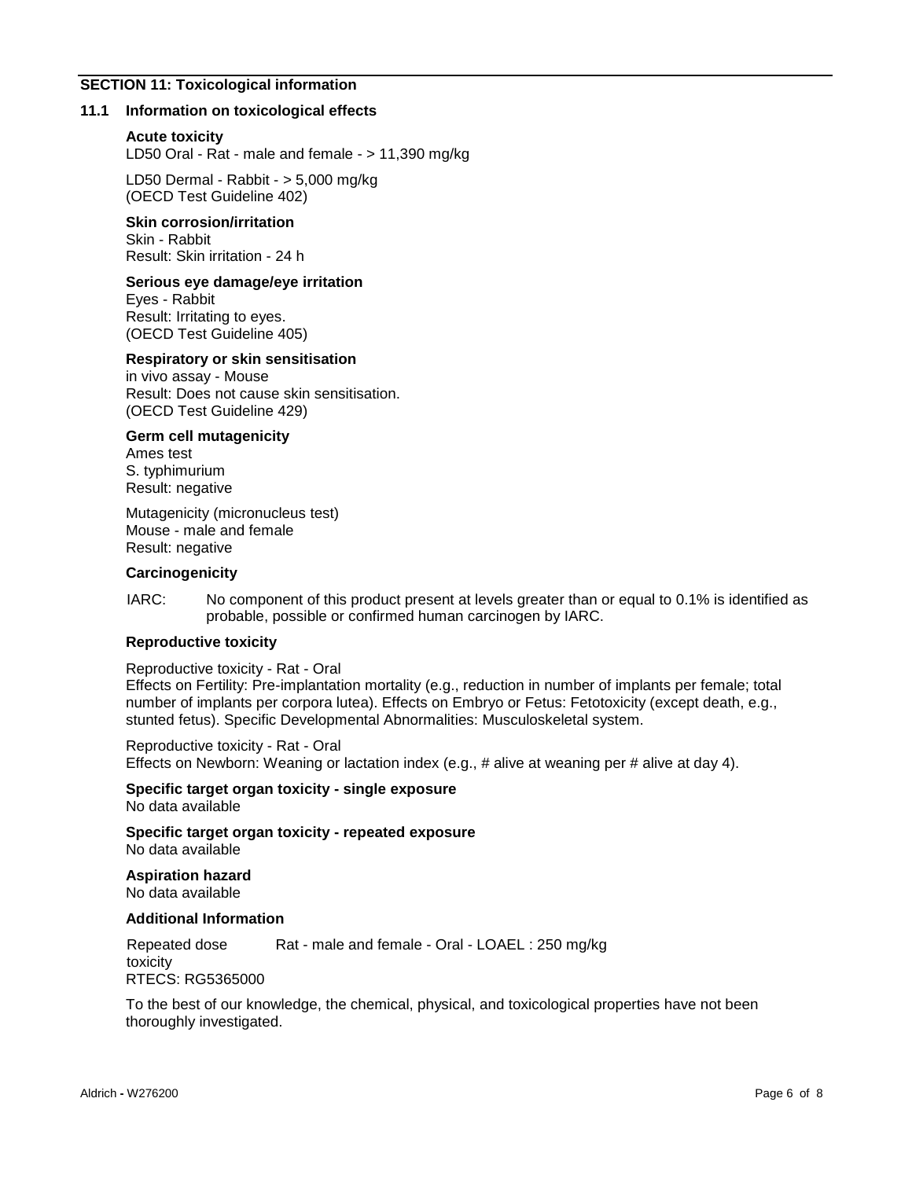## SECTION 11: Toxicological information

### 11.1 Information on toxicological effects

**Acute toxicity**

LD50 Oral - Rat - male and female - > 11,390 mg/kg

LD50 Dermal - Rabbit - > 5,000 mg/kg
(OECD Test Guideline 402)

**Skin corrosion/irritation**

Skin - Rabbit
Result: Skin irritation - 24 h

**Serious eye damage/eye irritation**

Eyes - Rabbit
Result: Irritating to eyes.
(OECD Test Guideline 405)

**Respiratory or skin sensitisation**

in vivo assay - Mouse
Result: Does not cause skin sensitisation.
(OECD Test Guideline 429)

**Germ cell mutagenicity**

Ames test
S. typhimurium
Result: negative

Mutagenicity (micronucleus test)
Mouse - male and female
Result: negative

**Carcinogenicity**

IARC: No component of this product present at levels greater than or equal to 0.1% is identified as probable, possible or confirmed human carcinogen by IARC.

**Reproductive toxicity**

Reproductive toxicity - Rat - Oral
Effects on Fertility: Pre-implantation mortality (e.g., reduction in number of implants per female; total number of implants per corpora lutea). Effects on Embryo or Fetus: Fetotoxicity (except death, e.g., stunted fetus). Specific Developmental Abnormalities: Musculoskeletal system.

Reproductive toxicity - Rat - Oral
Effects on Newborn: Weaning or lactation index (e.g., # alive at weaning per # alive at day 4).

**Specific target organ toxicity - single exposure**

No data available

**Specific target organ toxicity - repeated exposure**

No data available

**Aspiration hazard**

No data available

**Additional Information**

Repeated dose toxicity: Rat - male and female - Oral - LOAEL : 250 mg/kg

RTECS: RG5365000

To the best of our knowledge, the chemical, physical, and toxicological properties have not been thoroughly investigated.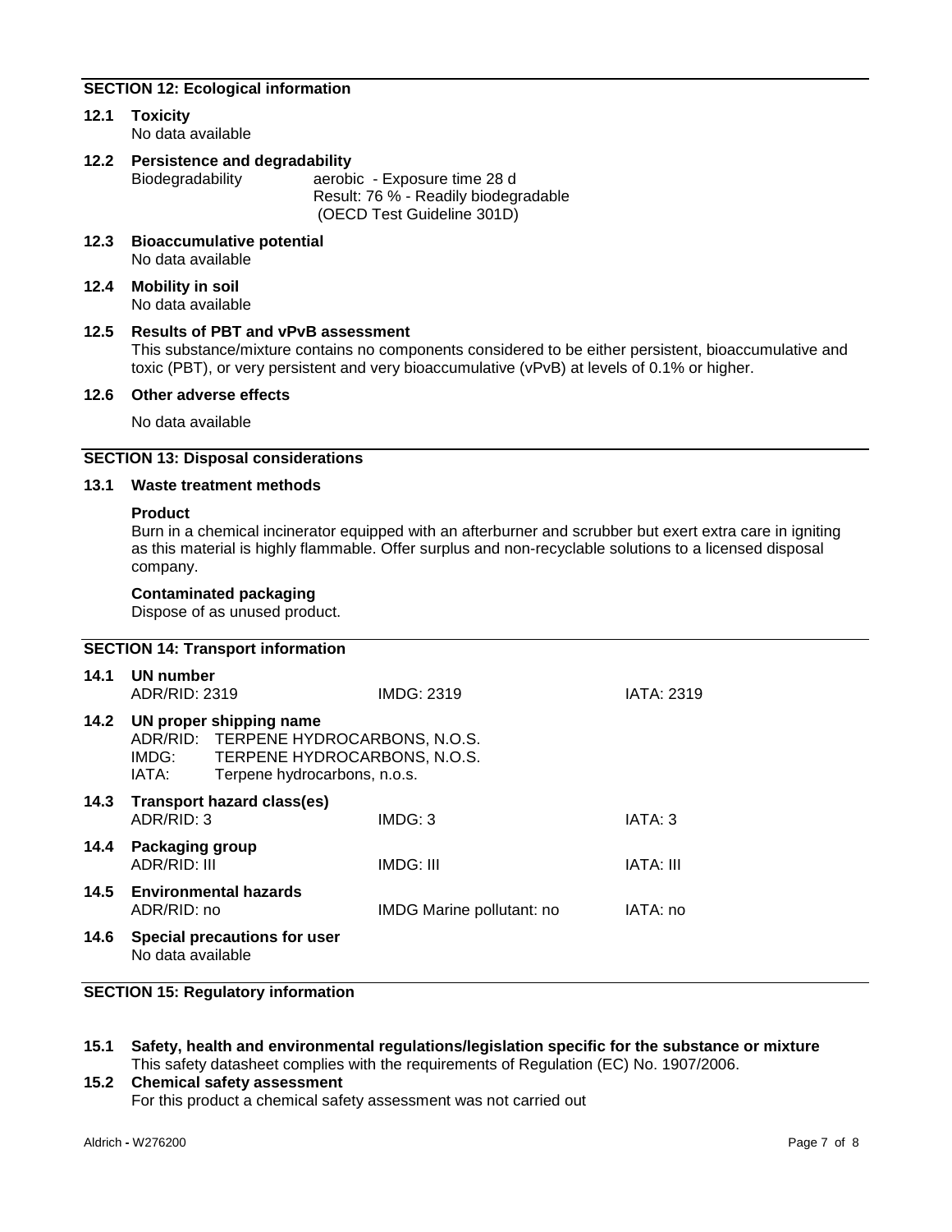## SECTION 12: Ecological information

### 12.1 Toxicity

No data available

### 12.2 Persistence and degradability

| Biodegradability | aerobic - Exposure time 28 d<br>Result: 76 % - Readily biodegradable<br>(OECD Test Guideline 301D) |
|---|---|

### 12.3 Bioaccumulative potential

No data available

### 12.4 Mobility in soil

No data available

### 12.5 Results of PBT and vPvB assessment

This substance/mixture contains no components considered to be either persistent, bioaccumulative and toxic (PBT), or very persistent and very bioaccumulative (vPvB) at levels of 0.1% or higher.

### 12.6 Other adverse effects

No data available

## SECTION 13: Disposal considerations

### 13.1 Waste treatment methods

**Product**

Burn in a chemical incinerator equipped with an afterburner and scrubber but exert extra care in igniting as this material is highly flammable. Offer surplus and non-recyclable solutions to a licensed disposal company.

**Contaminated packaging**

Dispose of as unused product.

## SECTION 14: Transport information

### 14.1 UN number

| ADR/RID: 2319 | IMDG: 2319 | IATA: 2319 |
|---|---|---|

### 14.2 UN proper shipping name

| | |
|---|---|
| ADR/RID: | TERPENE HYDROCARBONS, N.O.S. |
| IMDG: | TERPENE HYDROCARBONS, N.O.S. |
| IATA: | Terpene hydrocarbons, n.o.s. |

### 14.3 Transport hazard class(es)

| ADR/RID: 3 | IMDG: 3 | IATA: 3 |
|---|---|---|

### 14.4 Packaging group

| ADR/RID: III | IMDG: III | IATA: III |
|---|---|---|

### 14.5 Environmental hazards

| ADR/RID: no | IMDG Marine pollutant: no | IATA: no |
|---|---|---|

### 14.6 Special precautions for user

No data available

## SECTION 15: Regulatory information

### 15.1 Safety, health and environmental regulations/legislation specific for the substance or mixture

This safety datasheet complies with the requirements of Regulation (EC) No. 1907/2006.

### 15.2 Chemical safety assessment

For this product a chemical safety assessment was not carried out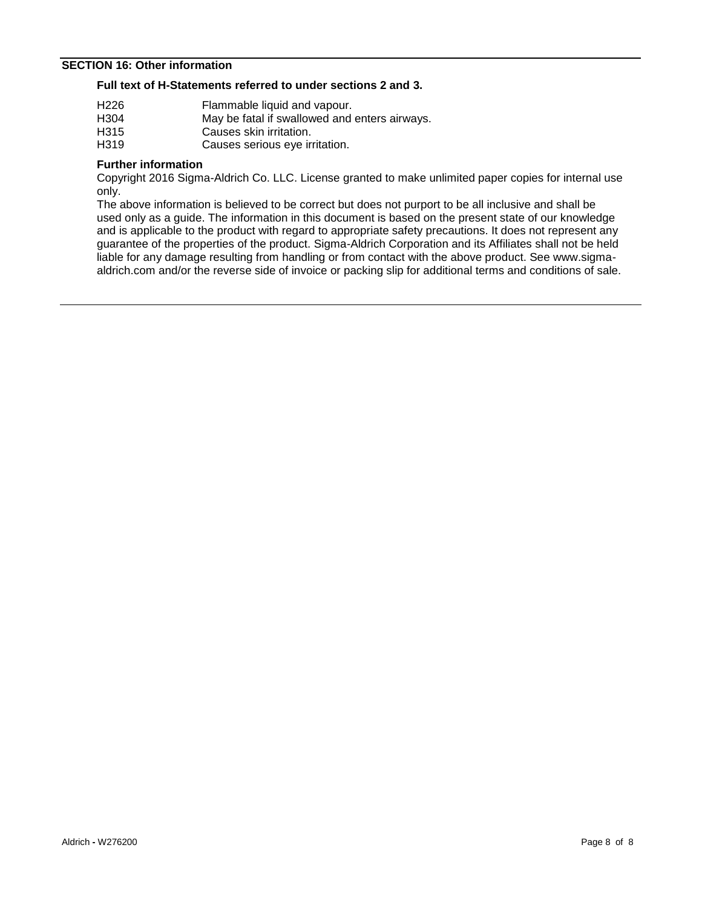## SECTION 16: Other information

### Full text of H-Statements referred to under sections 2 and 3.

| | |
|---|---|
| H226 | Flammable liquid and vapour. |
| H304 | May be fatal if swallowed and enters airways. |
| H315 | Causes skin irritation. |
| H319 | Causes serious eye irritation. |

### Further information

Copyright 2016 Sigma-Aldrich Co. LLC. License granted to make unlimited paper copies for internal use only.

The above information is believed to be correct but does not purport to be all inclusive and shall be used only as a guide. The information in this document is based on the present state of our knowledge and is applicable to the product with regard to appropriate safety precautions. It does not represent any guarantee of the properties of the product. Sigma-Aldrich Corporation and its Affiliates shall not be held liable for any damage resulting from handling or from contact with the above product. See www.sigma-aldrich.com and/or the reverse side of invoice or packing slip for additional terms and conditions of sale.